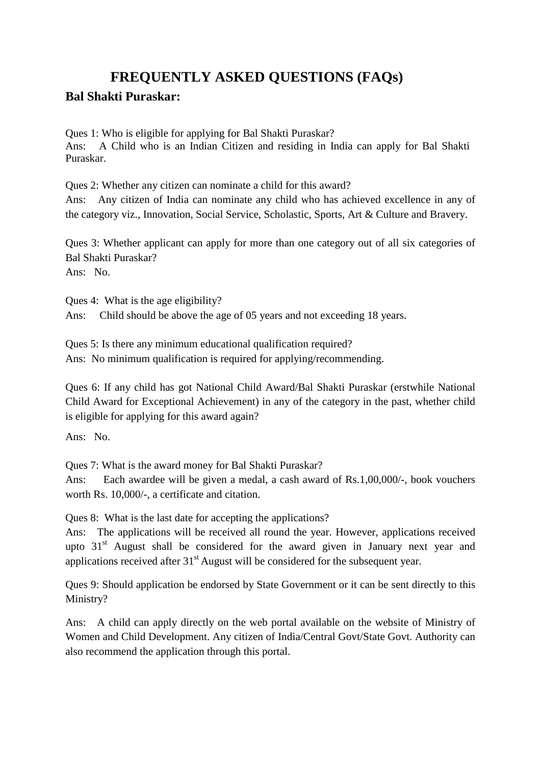# FREQUENTLY ASKED QUESTIONS (FAQs)

## Bal Shakti Puraskar:

Ques 1: Who is eligible for applying for Bal Shakti Puraskar?
Ans: A Child who is an Indian Citizen and residing in India can apply for Bal Shakti Puraskar.

Ques 2: Whether any citizen can nominate a child for this award?
Ans: Any citizen of India can nominate any child who has achieved excellence in any of the category viz., Innovation, Social Service, Scholastic, Sports, Art & Culture and Bravery.

Ques 3: Whether applicant can apply for more than one category out of all six categories of Bal Shakti Puraskar?
Ans: No.

Ques 4: What is the age eligibility?
Ans: Child should be above the age of 05 years and not exceeding 18 years.

Ques 5: Is there any minimum educational qualification required?
Ans: No minimum qualification is required for applying/recommending.

Ques 6: If any child has got National Child Award/Bal Shakti Puraskar (erstwhile National Child Award for Exceptional Achievement) in any of the category in the past, whether child is eligible for applying for this award again?

Ans: No.

Ques 7: What is the award money for Bal Shakti Puraskar?
Ans: Each awardee will be given a medal, a cash award of Rs.1,00,000/-, book vouchers worth Rs. 10,000/-, a certificate and citation.

Ques 8: What is the last date for accepting the applications?
Ans: The applications will be received all round the year. However, applications received upto 31st August shall be considered for the award given in January next year and applications received after 31st August will be considered for the subsequent year.

Ques 9: Should application be endorsed by State Government or it can be sent directly to this Ministry?

Ans: A child can apply directly on the web portal available on the website of Ministry of Women and Child Development. Any citizen of India/Central Govt/State Govt. Authority can also recommend the application through this portal.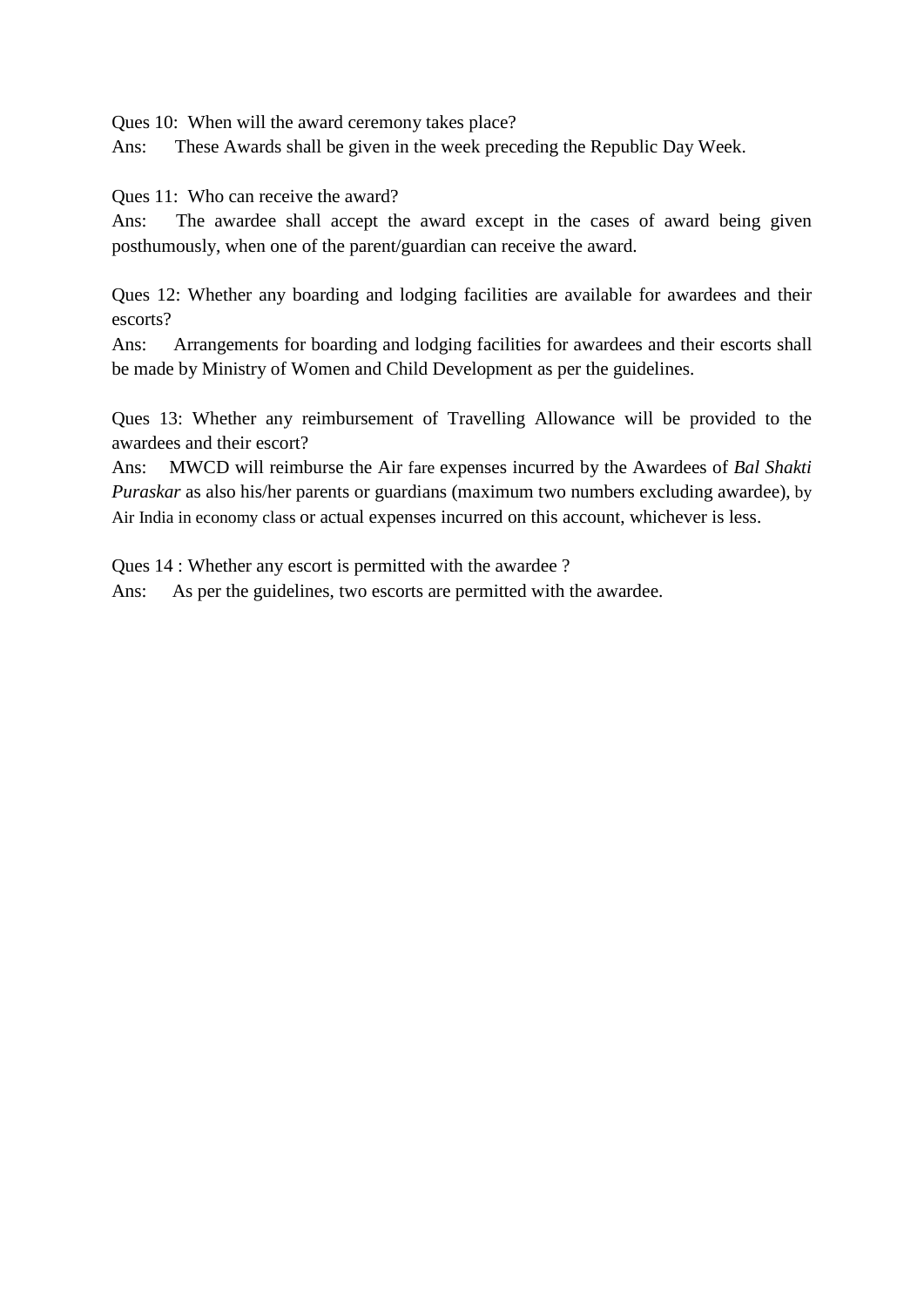Ques 10: When will the award ceremony takes place?

Ans: These Awards shall be given in the week preceding the Republic Day Week.

Ques 11: Who can receive the award?

Ans: The awardee shall accept the award except in the cases of award being given posthumously, when one of the parent/guardian can receive the award.

Ques 12: Whether any boarding and lodging facilities are available for awardees and their escorts?

Ans: Arrangements for boarding and lodging facilities for awardees and their escorts shall be made by Ministry of Women and Child Development as per the guidelines.

Ques 13: Whether any reimbursement of Travelling Allowance will be provided to the awardees and their escort?

Ans: MWCD will reimburse the Air fare expenses incurred by the Awardees of *Bal Shakti Puraskar* as also his/her parents or guardians (maximum two numbers excluding awardee), by Air India in economy class or actual expenses incurred on this account, whichever is less.

Ques 14 : Whether any escort is permitted with the awardee ?

Ans: As per the guidelines, two escorts are permitted with the awardee.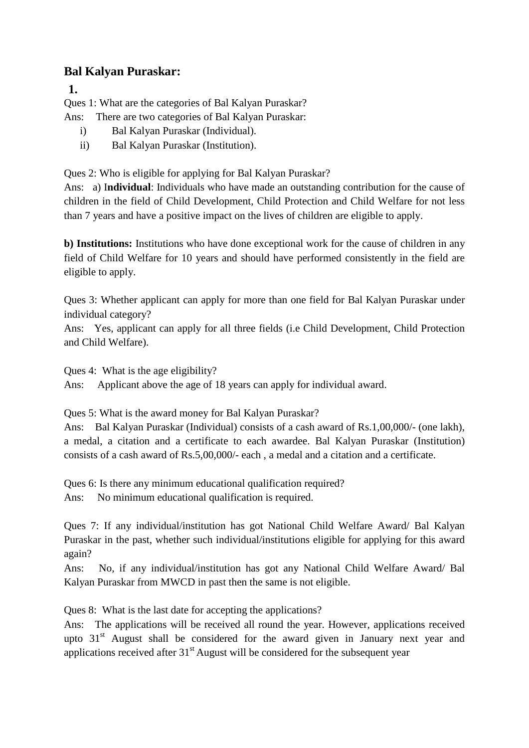## Bal Kalyan Puraskar:

**1.**

Ques 1: What are the categories of Bal Kalyan Puraskar?

Ans: There are two categories of Bal Kalyan Puraskar:

i) Bal Kalyan Puraskar (Individual).

ii) Bal Kalyan Puraskar (Institution).

Ques 2: Who is eligible for applying for Bal Kalyan Puraskar?

Ans: a) I**ndividual**: Individuals who have made an outstanding contribution for the cause of children in the field of Child Development, Child Protection and Child Welfare for not less than 7 years and have a positive impact on the lives of children are eligible to apply.

**b) Institutions:** Institutions who have done exceptional work for the cause of children in any field of Child Welfare for 10 years and should have performed consistently in the field are eligible to apply.

Ques 3: Whether applicant can apply for more than one field for Bal Kalyan Puraskar under individual category?

Ans: Yes, applicant can apply for all three fields (i.e Child Development, Child Protection and Child Welfare).

Ques 4: What is the age eligibility?

Ans: Applicant above the age of 18 years can apply for individual award.

Ques 5: What is the award money for Bal Kalyan Puraskar?

Ans: Bal Kalyan Puraskar (Individual) consists of a cash award of Rs.1,00,000/- (one lakh), a medal, a citation and a certificate to each awardee. Bal Kalyan Puraskar (Institution) consists of a cash award of Rs.5,00,000/- each , a medal and a citation and a certificate.

Ques 6: Is there any minimum educational qualification required?

Ans: No minimum educational qualification is required.

Ques 7: If any individual/institution has got National Child Welfare Award/ Bal Kalyan Puraskar in the past, whether such individual/institutions eligible for applying for this award again?

Ans: No, if any individual/institution has got any National Child Welfare Award/ Bal Kalyan Puraskar from MWCD in past then the same is not eligible.

Ques 8: What is the last date for accepting the applications?

Ans: The applications will be received all round the year. However, applications received upto 31st August shall be considered for the award given in January next year and applications received after 31st August will be considered for the subsequent year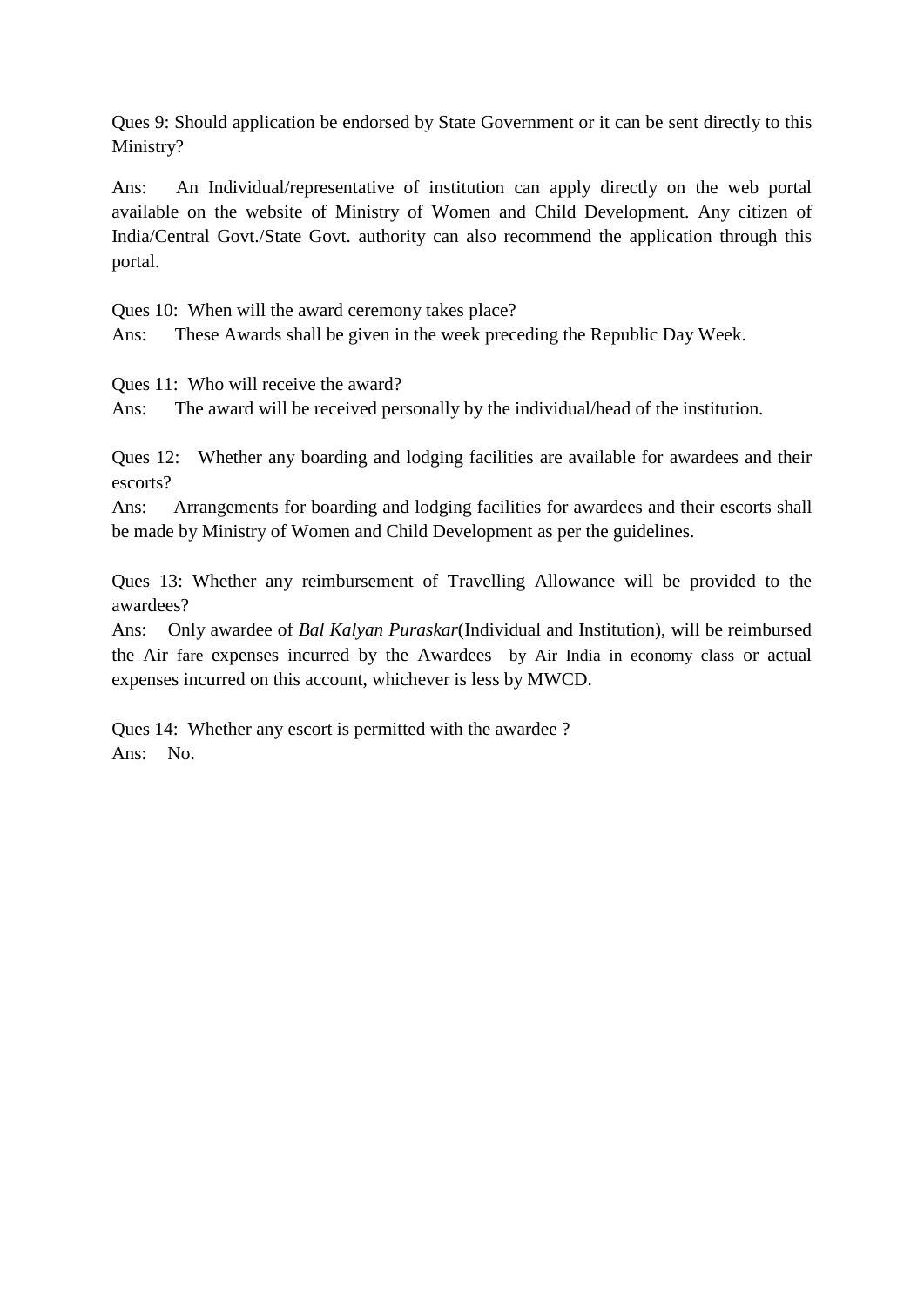Ques 9: Should application be endorsed by State Government or it can be sent directly to this Ministry?

Ans: An Individual/representative of institution can apply directly on the web portal available on the website of Ministry of Women and Child Development. Any citizen of India/Central Govt./State Govt. authority can also recommend the application through this portal.

Ques 10: When will the award ceremony takes place?
Ans: These Awards shall be given in the week preceding the Republic Day Week.

Ques 11: Who will receive the award?
Ans: The award will be received personally by the individual/head of the institution.

Ques 12: Whether any boarding and lodging facilities are available for awardees and their escorts?
Ans: Arrangements for boarding and lodging facilities for awardees and their escorts shall be made by Ministry of Women and Child Development as per the guidelines.

Ques 13: Whether any reimbursement of Travelling Allowance will be provided to the awardees?
Ans: Only awardee of *Bal Kalyan Puraskar*(Individual and Institution), will be reimbursed the Air fare expenses incurred by the Awardees by Air India in economy class or actual expenses incurred on this account, whichever is less by MWCD.

Ques 14: Whether any escort is permitted with the awardee ?
Ans: No.